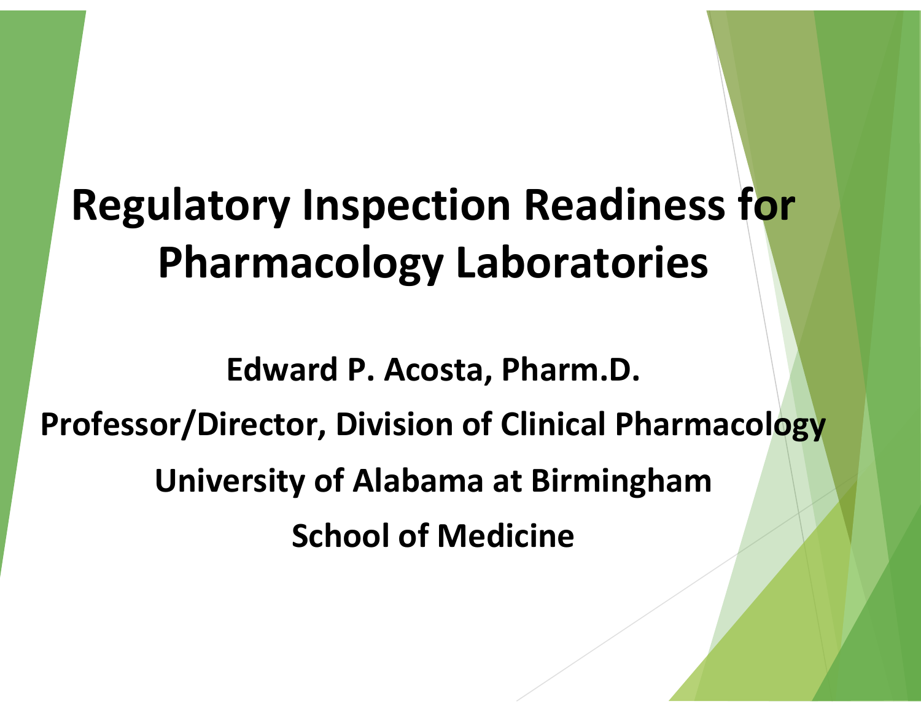# Regulatory Inspection Readiness for Pharmacology Laboratories

**Edward P. Acosta, Pharm.D.**

**Professor/Director, Division of Clinical Pharmacology**

**University of Alabama at Birmingham**

**School of Medicine**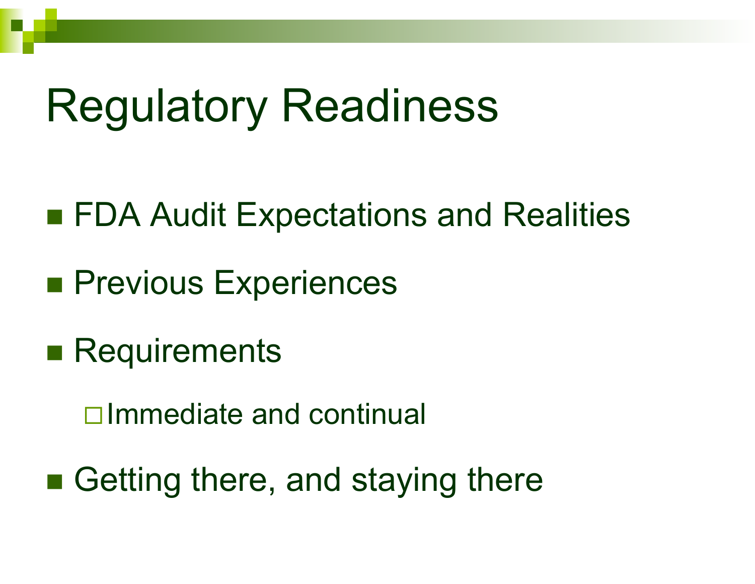# Regulatory Readiness

- FDA Audit Expectations and Realities
- Previous Experiences
- Requirements
  - Immediate and continual
- Getting there, and staying there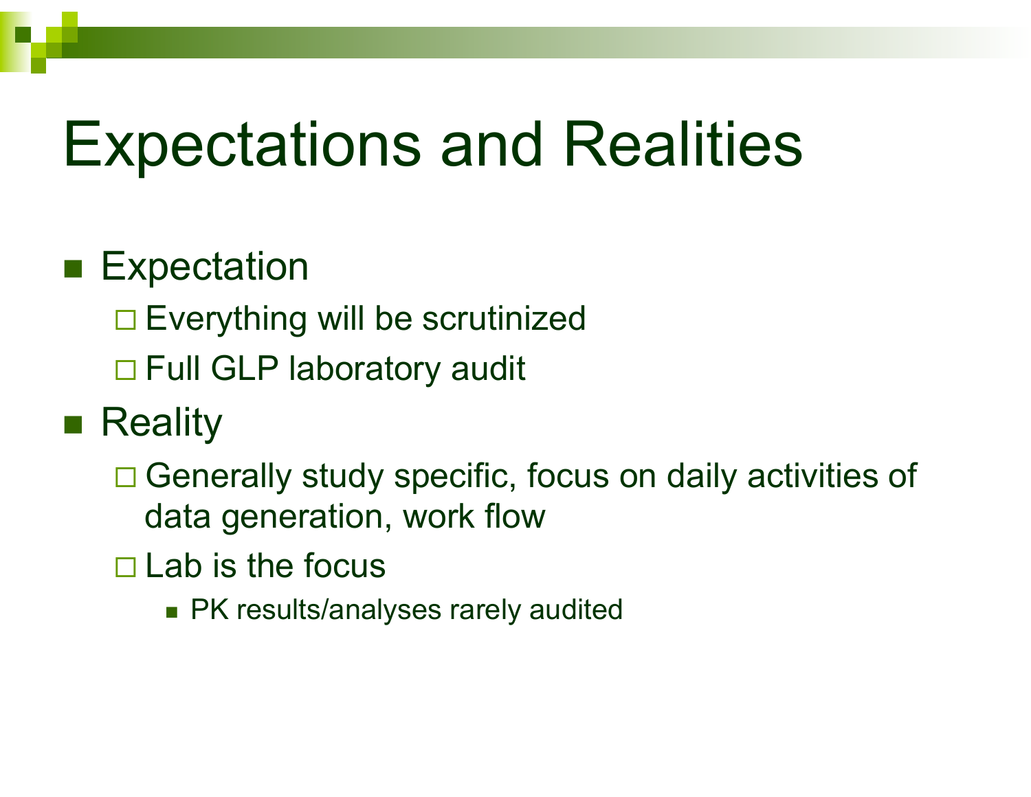# Expectations and Realities

- Expectation
  - Everything will be scrutinized
  - Full GLP laboratory audit
- Reality
  - Generally study specific, focus on daily activities of data generation, work flow
  - Lab is the focus
    - PK results/analyses rarely audited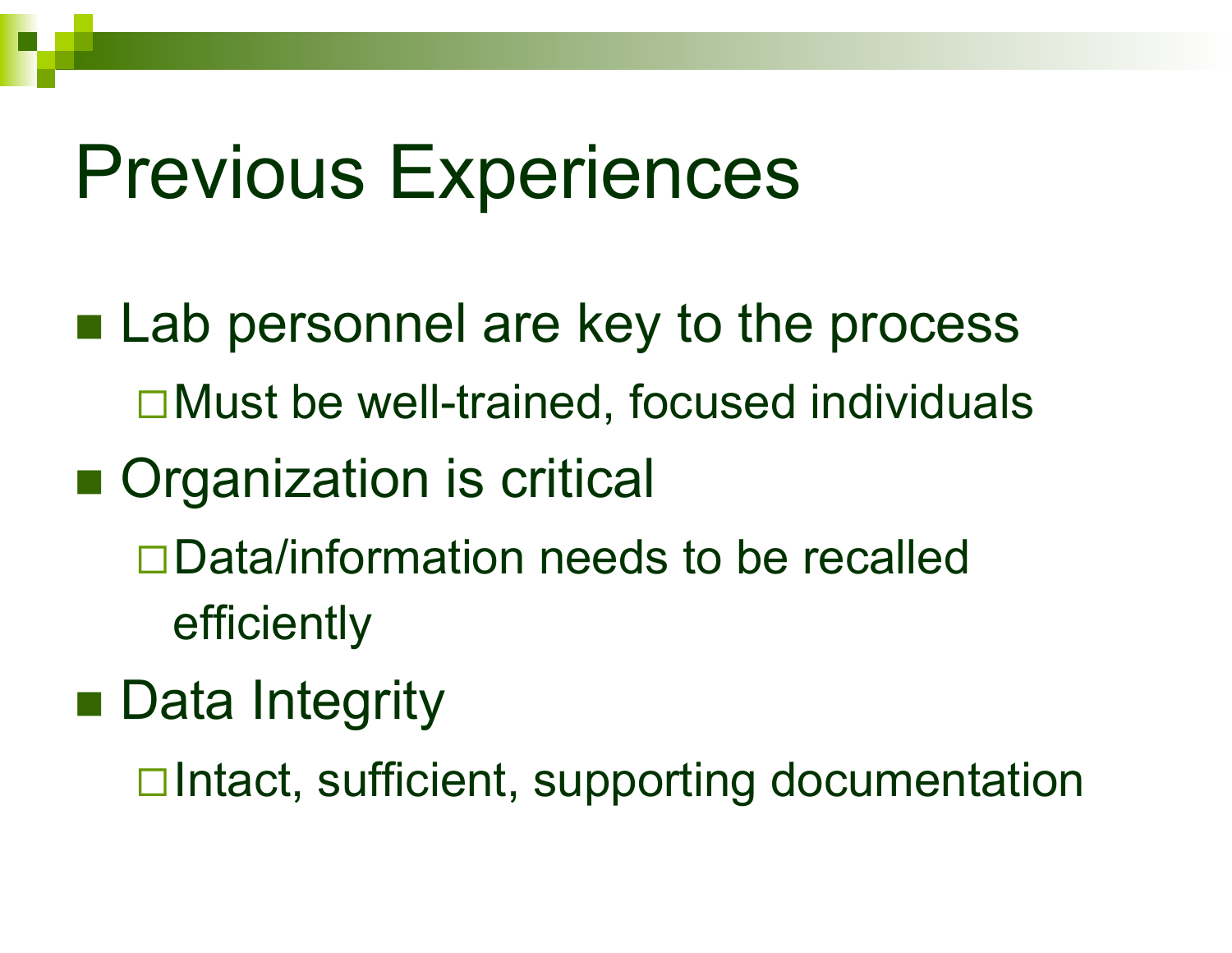# Previous Experiences

- Lab personnel are key to the process
  - Must be well-trained, focused individuals
- Organization is critical
  - Data/information needs to be recalled efficiently
- Data Integrity
  - Intact, sufficient, supporting documentation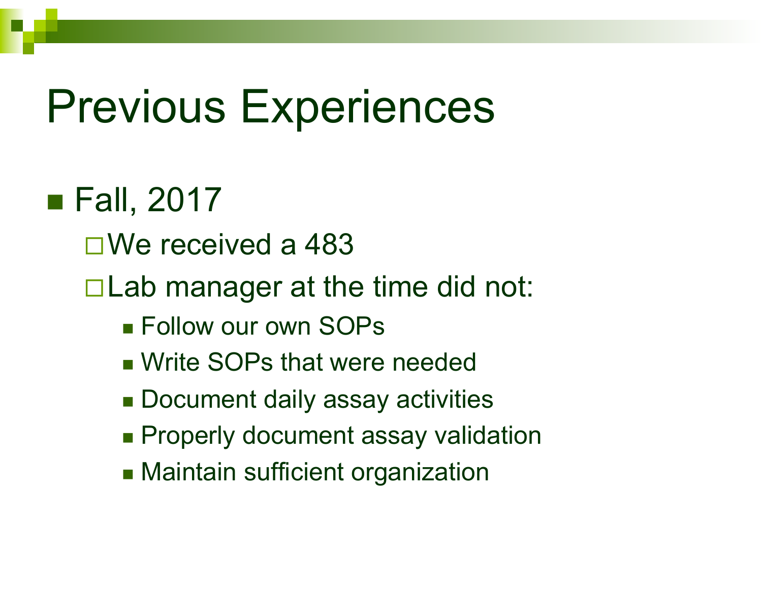# Previous Experiences

- Fall, 2017
  - We received a 483
  - Lab manager at the time did not:
    - Follow our own SOPs
    - Write SOPs that were needed
    - Document daily assay activities
    - Properly document assay validation
    - Maintain sufficient organization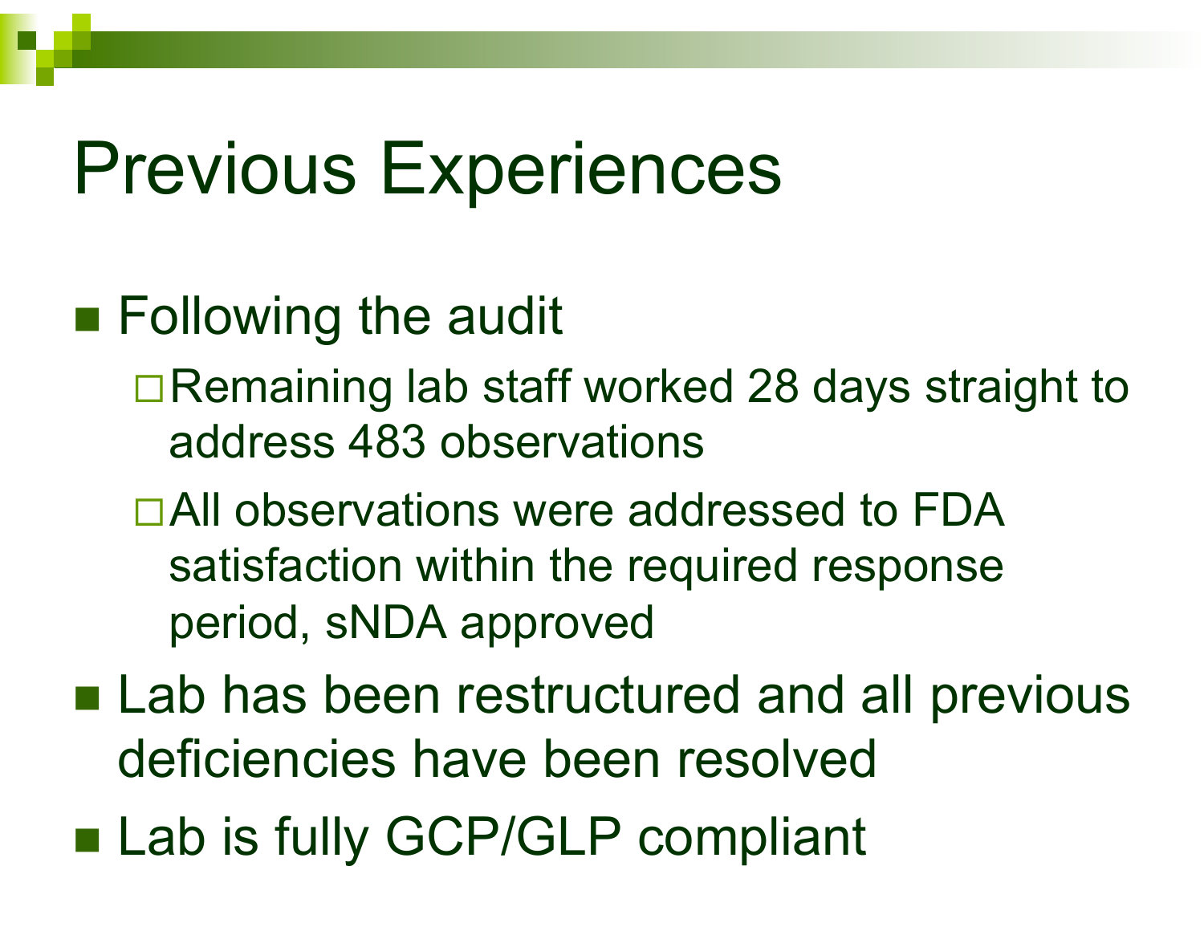# Previous Experiences

- Following the audit
  - Remaining lab staff worked 28 days straight to address 483 observations
  - All observations were addressed to FDA satisfaction within the required response period, sNDA approved
- Lab has been restructured and all previous deficiencies have been resolved
- Lab is fully GCP/GLP compliant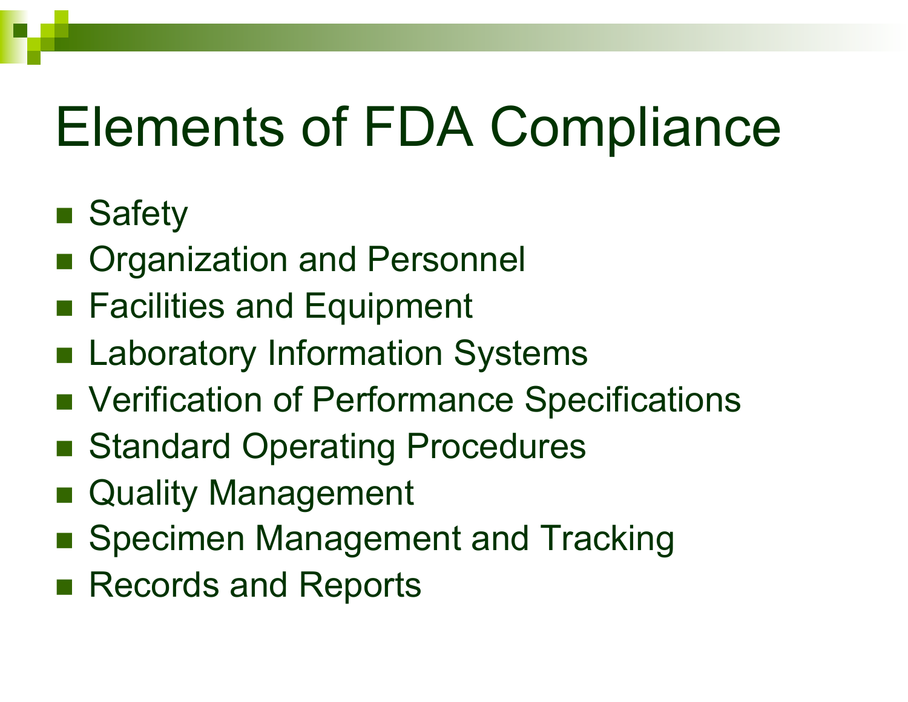# Elements of FDA Compliance

- Safety
- Organization and Personnel
- Facilities and Equipment
- Laboratory Information Systems
- Verification of Performance Specifications
- Standard Operating Procedures
- Quality Management
- Specimen Management and Tracking
- Records and Reports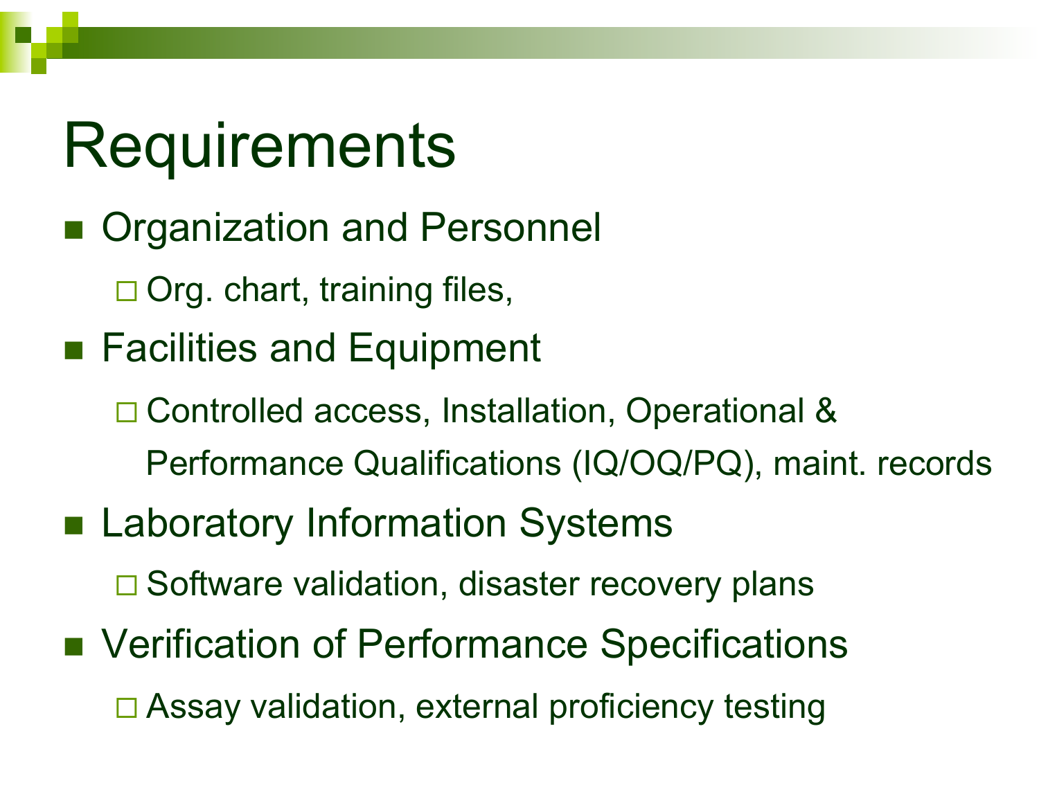# Requirements

- Organization and Personnel
  - Org. chart, training files,
- Facilities and Equipment
  - Controlled access, Installation, Operational & Performance Qualifications (IQ/OQ/PQ), maint. records
- Laboratory Information Systems
  - Software validation, disaster recovery plans
- Verification of Performance Specifications
  - Assay validation, external proficiency testing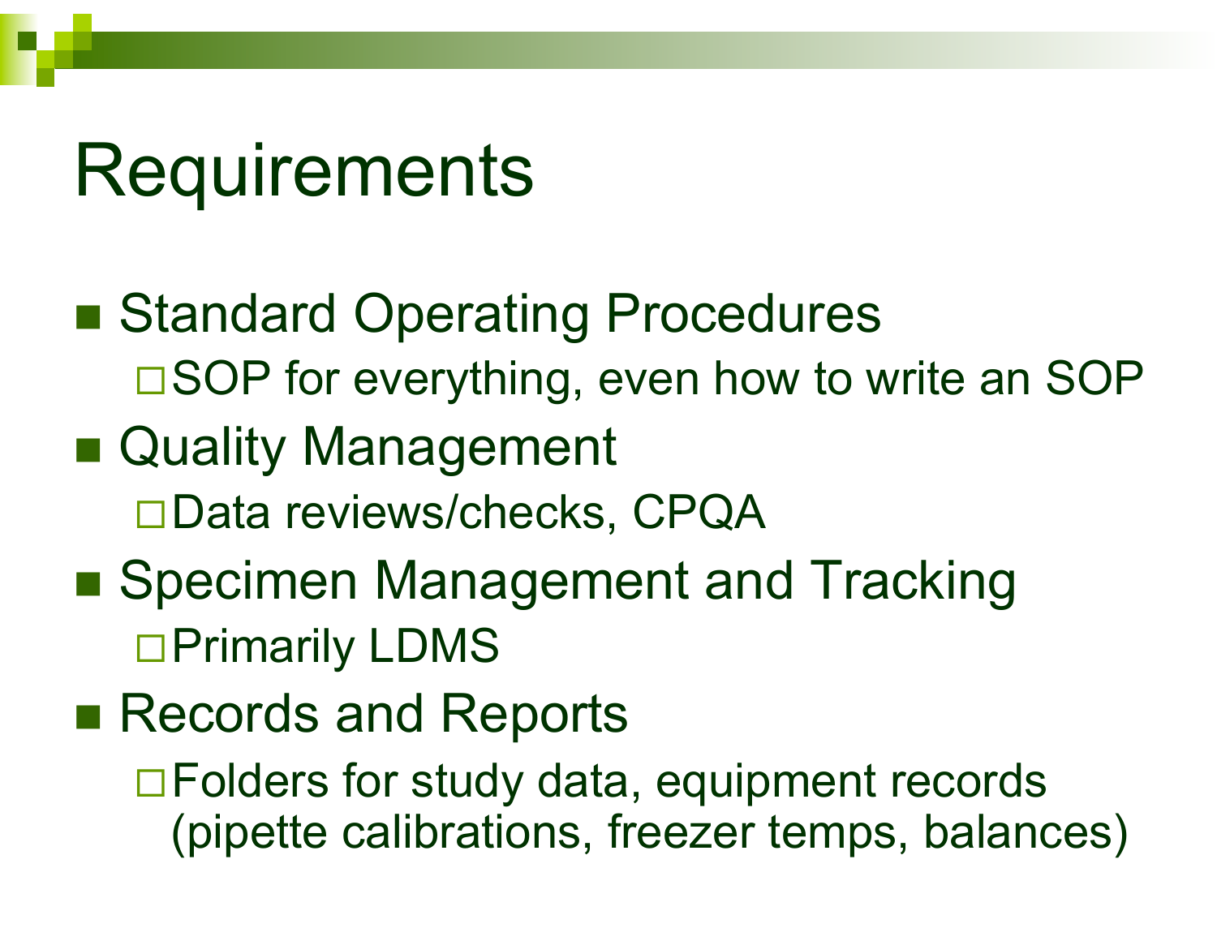# Requirements

- Standard Operating Procedures
  - SOP for everything, even how to write an SOP
- Quality Management
  - Data reviews/checks, CPQA
- Specimen Management and Tracking
  - Primarily LDMS
- Records and Reports
  - Folders for study data, equipment records (pipette calibrations, freezer temps, balances)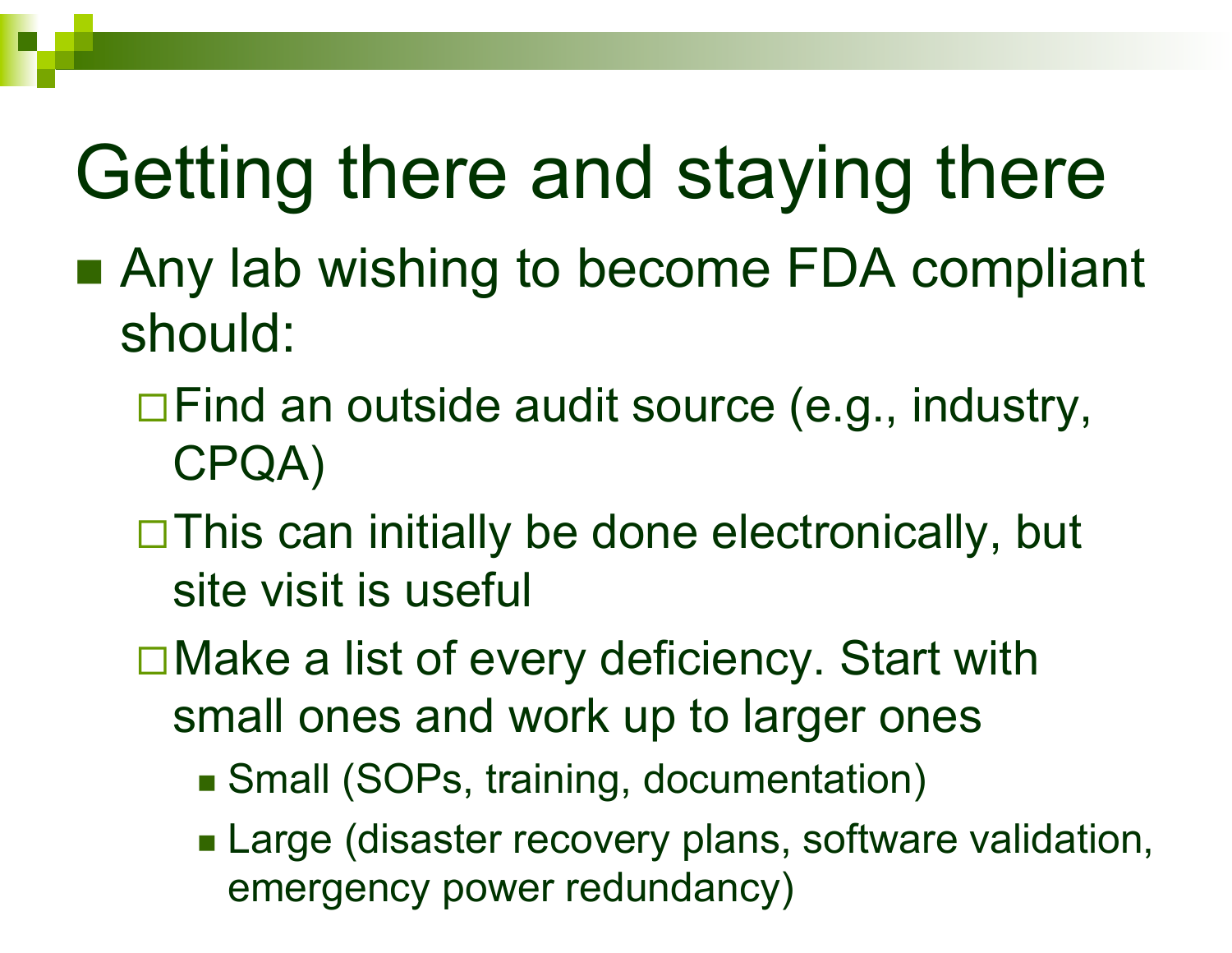# Getting there and staying there

- Any lab wishing to become FDA compliant should:
  - Find an outside audit source (e.g., industry, CPQA)
  - This can initially be done electronically, but site visit is useful
  - Make a list of every deficiency. Start with small ones and work up to larger ones
    - Small (SOPs, training, documentation)
    - Large (disaster recovery plans, software validation, emergency power redundancy)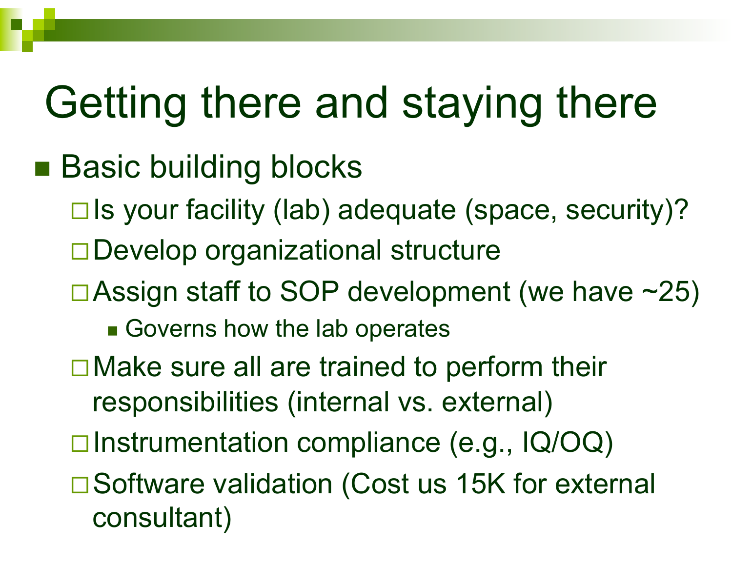# Getting there and staying there

- Basic building blocks
  - Is your facility (lab) adequate (space, security)?
  - Develop organizational structure
  - Assign staff to SOP development (we have ~25)
    - Governs how the lab operates
  - Make sure all are trained to perform their responsibilities (internal vs. external)
  - Instrumentation compliance (e.g., IQ/OQ)
  - Software validation (Cost us 15K for external consultant)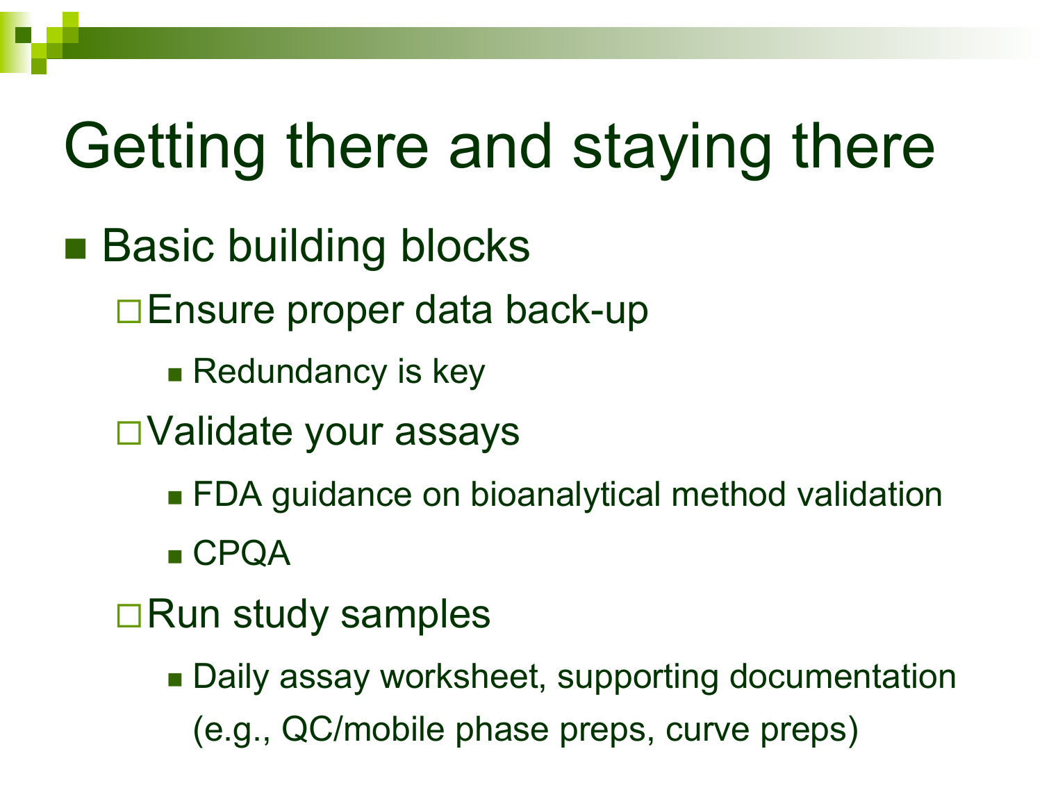# Getting there and staying there

- Basic building blocks
  - Ensure proper data back-up
    - Redundancy is key
  - Validate your assays
    - FDA guidance on bioanalytical method validation
    - CPQA
  - Run study samples
    - Daily assay worksheet, supporting documentation (e.g., QC/mobile phase preps, curve preps)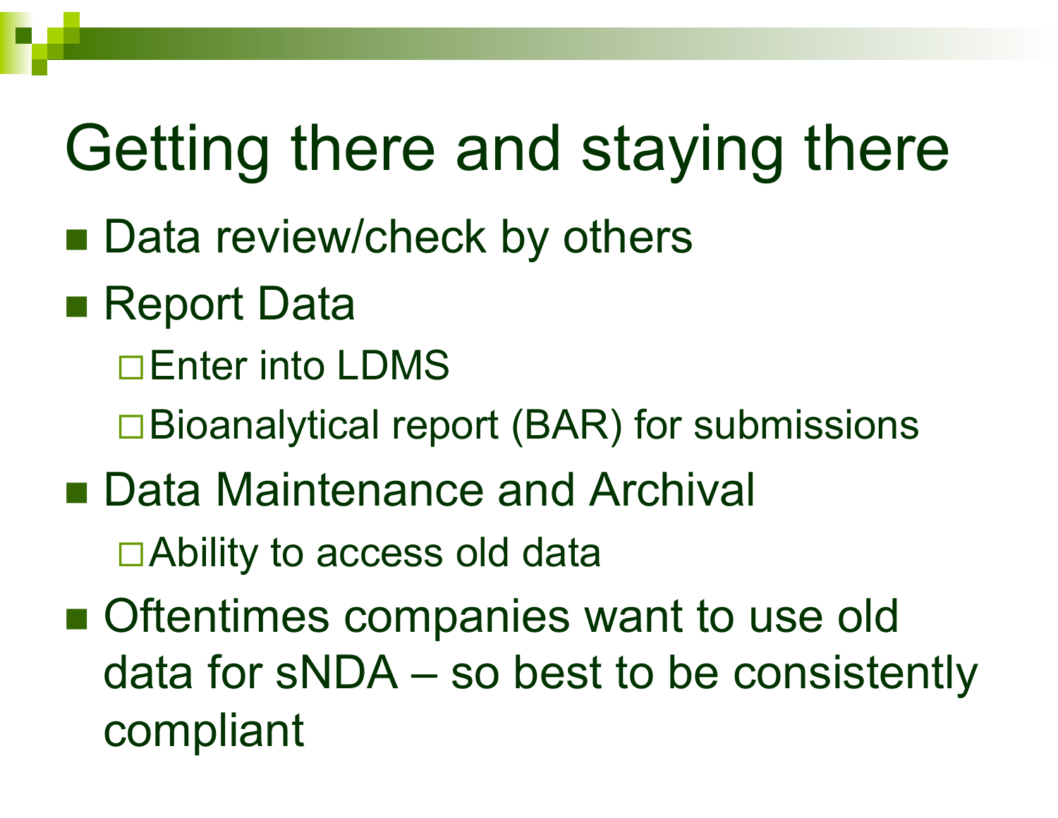# Getting there and staying there

- Data review/check by others
- Report Data
  - Enter into LDMS
  - Bioanalytical report (BAR) for submissions
- Data Maintenance and Archival
  - Ability to access old data
- Oftentimes companies want to use old data for sNDA – so best to be consistently compliant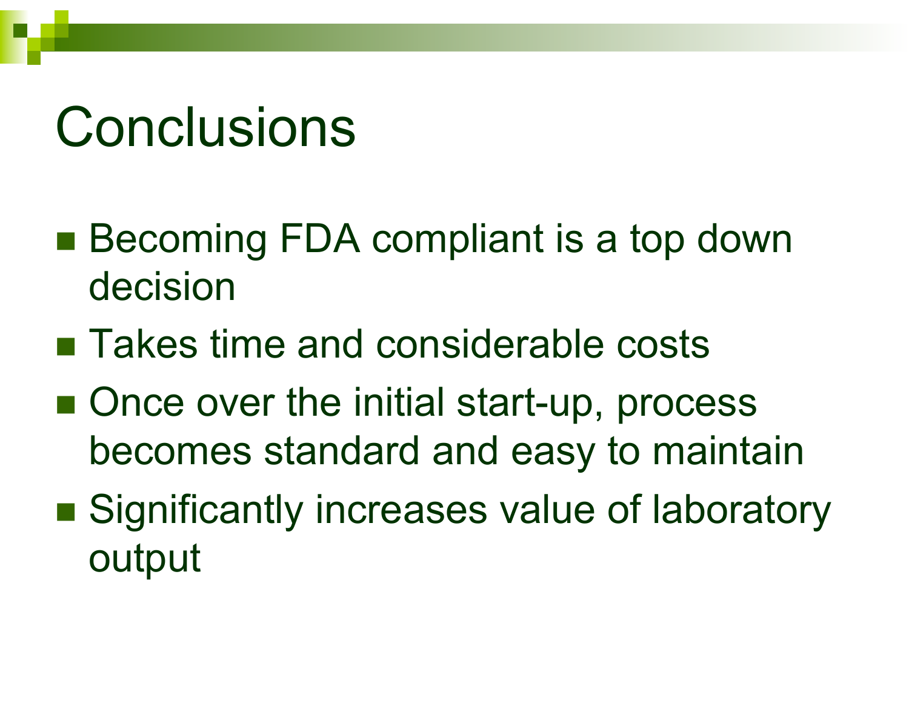# Conclusions

- Becoming FDA compliant is a top down decision
- Takes time and considerable costs
- Once over the initial start-up, process becomes standard and easy to maintain
- Significantly increases value of laboratory output